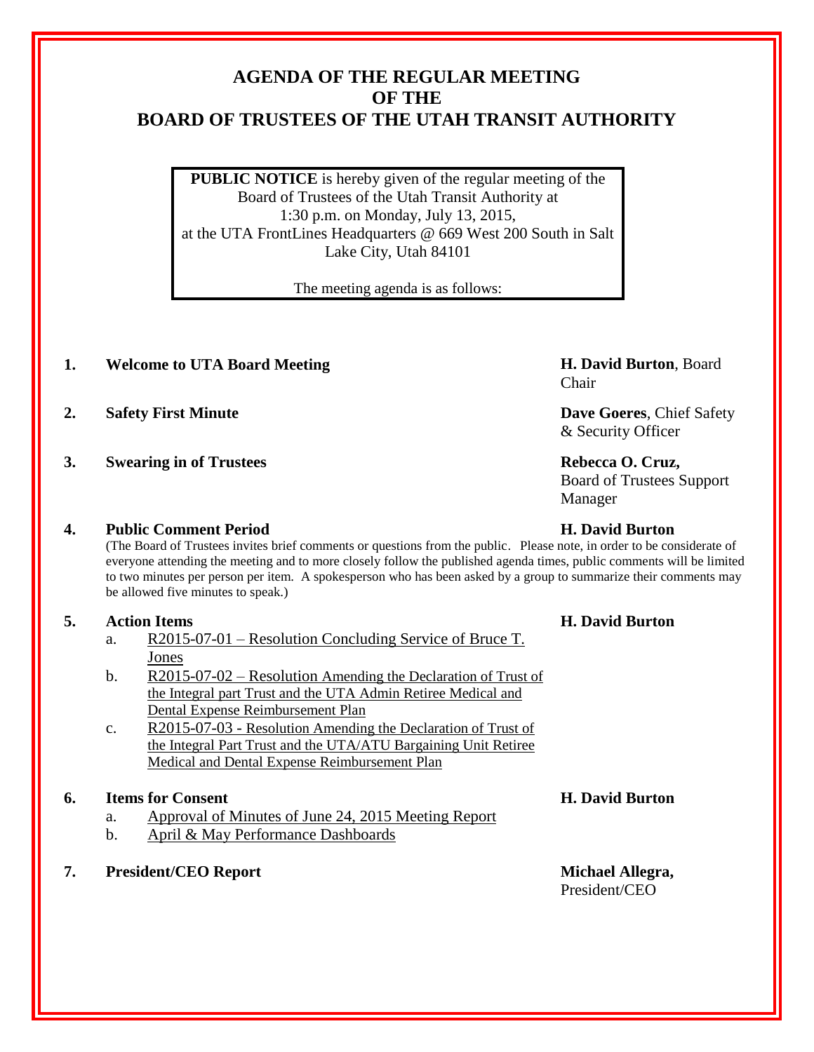# AGENDA OF THE REGULAR MEETING OF THE BOARD OF TRUSTEES OF THE UTAH TRANSIT AUTHORITY

**PUBLIC NOTICE** is hereby given of the regular meeting of the Board of Trustees of the Utah Transit Authority at 1:30 p.m. on Monday, July 13, 2015, at the UTA FrontLines Headquarters @ 669 West 200 South in Salt Lake City, Utah 84101

The meeting agenda is as follows:

1. **Welcome to UTA Board Meeting** — **H. David Burton**, Board Chair

2. **Safety First Minute** — **Dave Goeres**, Chief Safety & Security Officer

3. **Swearing in of Trustees** — **Rebecca O. Cruz,** Board of Trustees Support Manager

4. **Public Comment Period** — **H. David Burton**

   (The Board of Trustees invites brief comments or questions from the public. Please note, in order to be considerate of everyone attending the meeting and to more closely follow the published agenda times, public comments will be limited to two minutes per person per item. A spokesperson who has been asked by a group to summarize their comments may be allowed five minutes to speak.)

5. **Action Items** — **H. David Burton**
   a. R2015-07-01 – Resolution Concluding Service of Bruce T. Jones
   b. R2015-07-02 – Resolution Amending the Declaration of Trust of the Integral part Trust and the UTA Admin Retiree Medical and Dental Expense Reimbursement Plan
   c. R2015-07-03 - Resolution Amending the Declaration of Trust of the Integral Part Trust and the UTA/ATU Bargaining Unit Retiree Medical and Dental Expense Reimbursement Plan

6. **Items for Consent** — **H. David Burton**
   a. Approval of Minutes of June 24, 2015 Meeting Report
   b. April & May Performance Dashboards

7. **President/CEO Report** — **Michael Allegra,** President/CEO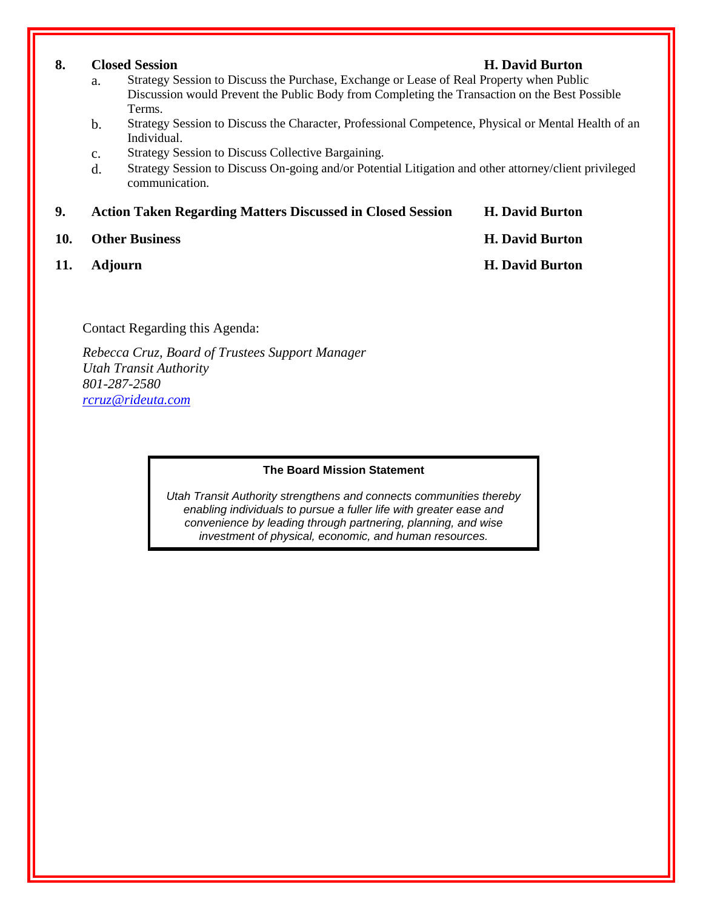**8. Closed Session** **H. David Burton**

a. Strategy Session to Discuss the Purchase, Exchange or Lease of Real Property when Public Discussion would Prevent the Public Body from Completing the Transaction on the Best Possible Terms.

b. Strategy Session to Discuss the Character, Professional Competence, Physical or Mental Health of an Individual.

c. Strategy Session to Discuss Collective Bargaining.

d. Strategy Session to Discuss On-going and/or Potential Litigation and other attorney/client privileged communication.

**9. Action Taken Regarding Matters Discussed in Closed Session** **H. David Burton**

**10. Other Business** **H. David Burton**

**11. Adjourn** **H. David Burton**

Contact Regarding this Agenda:

*Rebecca Cruz, Board of Trustees Support Manager*
*Utah Transit Authority*
*801-287-2580*
*rcruz@rideuta.com*

**The Board Mission Statement**

*Utah Transit Authority strengthens and connects communities thereby enabling individuals to pursue a fuller life with greater ease and convenience by leading through partnering, planning, and wise investment of physical, economic, and human resources.*